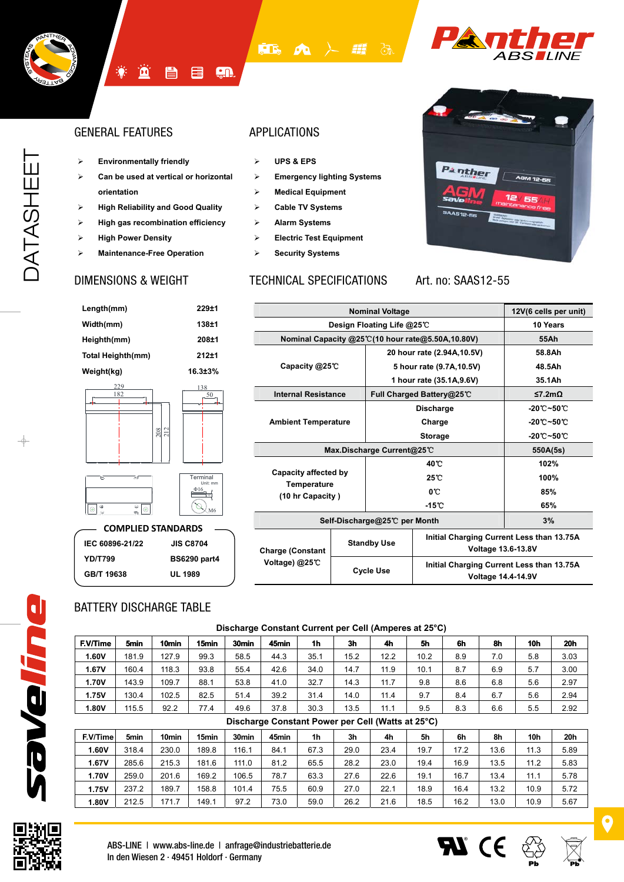# DATASHEET

## GENERAL FEATURES

- Environmentally friendly
- Can be used at vertical or horizontal orientation
- High Reliability and Good Quality
- High gas recombination efficiency
- High Power Density
- Maintenance-Free Operation

## APPLICATIONS

- UPS & EPS
- Emergency lighting Systems
- Medical Equipment
- Cable TV Systems
- Alarm Systems
- Electric Test Equipment
- Security Systems

## DIMENSIONS & WEIGHT

| | |
|---|---|
| Length(mm) | 229±1 |
| Width(mm) | 138±1 |
| Heighth(mm) | 208±1 |
| Total Heighth(mm) | 212±1 |
| Weight(kg) | 16.3±3% |

### COMPLIED STANDARDS

| | |
|---|---|
| IEC 60896-21/22 | JIS C8704 |
| YD/T799 | BS6290 part4 |
| GB/T 19638 | UL 1989 |

## TECHNICAL SPECIFICATIONS

Art. no: SAAS12-55

| | | |
|---|---|---|
| Nominal Voltage | | 12V(6 cells per unit) |
| Design Floating Life @25℃ | | 10 Years |
| Nominal Capacity @25℃(10 hour rate@5.50A,10.80V) | | 55Ah |
| Capacity @25℃ | 20 hour rate (2.94A,10.5V) | 58.8Ah |
| | 5 hour rate (9.7A,10.5V) | 48.5Ah |
| | 1 hour rate (35.1A,9.6V) | 35.1Ah |
| Internal Resistance | Full Charged Battery@25℃ | ≤7.2mΩ |
| Ambient Temperature | Discharge | -20℃~50℃ |
| | Charge | -20℃~50℃ |
| | Storage | -20℃~50℃ |
| Max.Discharge Current@25℃ | | 550A(5s) |
| Capacity affected by Temperature (10 hr Capacity ) | 40℃ | 102% |
| | 25℃ | 100% |
| | 0℃ | 85% |
| | -15℃ | 65% |
| Self-Discharge@25℃ per Month | | 3% |
| Charge (Constant Voltage) @25℃ | Standby Use | Initial Charging Current Less than 13.75A Voltage 13.6-13.8V |
| | Cycle Use | Initial Charging Current Less than 13.75A Voltage 14.4-14.9V |

## BATTERY DISCHARGE TABLE

**Discharge Constant Current per Cell (Amperes at 25°C)**

| F.V/Time | 5min | 10min | 15min | 30min | 45min | 1h | 3h | 4h | 5h | 6h | 8h | 10h | 20h |
|---|---|---|---|---|---|---|---|---|---|---|---|---|---|
| 1.60V | 181.9 | 127.9 | 99.3 | 58.5 | 44.3 | 35.1 | 15.2 | 12.2 | 10.2 | 8.9 | 7.0 | 5.8 | 3.03 |
| 1.67V | 160.4 | 118.3 | 93.8 | 55.4 | 42.6 | 34.0 | 14.7 | 11.9 | 10.1 | 8.7 | 6.9 | 5.7 | 3.00 |
| 1.70V | 143.9 | 109.7 | 88.1 | 53.8 | 41.0 | 32.7 | 14.3 | 11.7 | 9.8 | 8.6 | 6.8 | 5.6 | 2.97 |
| 1.75V | 130.4 | 102.5 | 82.5 | 51.4 | 39.2 | 31.4 | 14.0 | 11.4 | 9.7 | 8.4 | 6.7 | 5.6 | 2.94 |
| 1.80V | 115.5 | 92.2 | 77.4 | 49.6 | 37.8 | 30.3 | 13.5 | 11.1 | 9.5 | 8.3 | 6.6 | 5.5 | 2.92 |

**Discharge Constant Power per Cell (Watts at 25°C)**

| F.V/Time | 5min | 10min | 15min | 30min | 45min | 1h | 3h | 4h | 5h | 6h | 8h | 10h | 20h |
|---|---|---|---|---|---|---|---|---|---|---|---|---|---|
| 1.60V | 318.4 | 230.0 | 189.8 | 116.1 | 84.1 | 67.3 | 29.0 | 23.4 | 19.7 | 17.2 | 13.6 | 11.3 | 5.89 |
| 1.67V | 285.6 | 215.3 | 181.6 | 111.0 | 81.2 | 65.5 | 28.2 | 23.0 | 19.4 | 16.9 | 13.5 | 11.2 | 5.83 |
| 1.70V | 259.0 | 201.6 | 169.2 | 106.5 | 78.7 | 63.3 | 27.6 | 22.6 | 19.1 | 16.7 | 13.4 | 11.1 | 5.78 |
| 1.75V | 237.2 | 189.7 | 158.8 | 101.4 | 75.5 | 60.9 | 27.0 | 22.1 | 18.9 | 16.4 | 13.2 | 10.9 | 5.72 |
| 1.80V | 212.5 | 171.7 | 149.1 | 97.2 | 73.0 | 59.0 | 26.2 | 21.6 | 18.5 | 16.2 | 13.0 | 10.9 | 5.67 |

ABS-LINE | www.abs-line.de | anfrage@industriebatterie.de
In den Wiesen 2 · 49451 Holdorf · Germany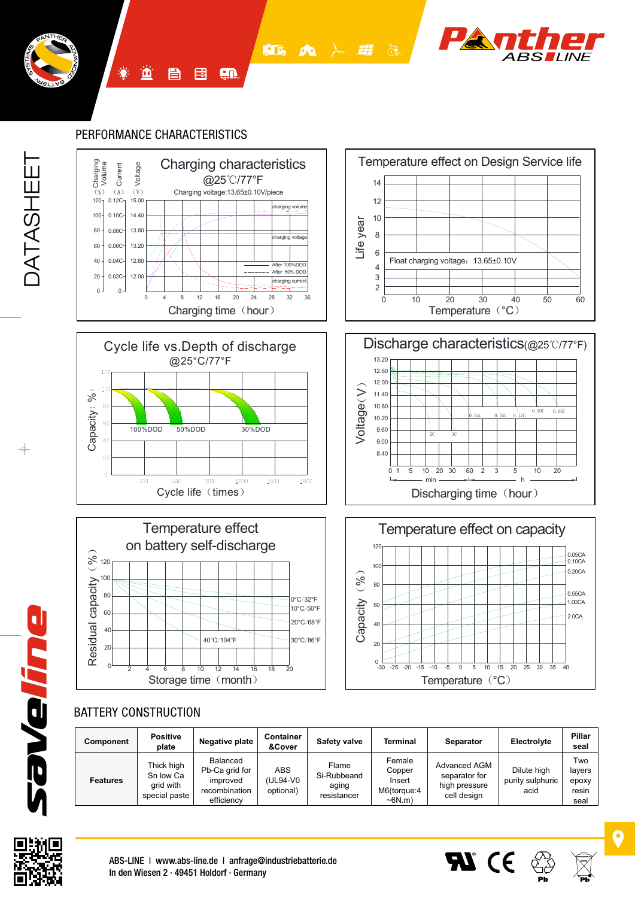# DATASHEET

## PERFORMANCE CHARACTERISTICS

### Charging characteristics

@25℃/77°F

Charging voltage:13.65±0.10V/piece

Charging Volume (%) | Current (A) | Voltage (V)

120 0.12C 15.00
100 0.10C 14.40
80 0.08C 13.80
60 0.06C 13.20
40 0.04C 12.60
20 0.02C 12.00
0 0

0 4 8 12 16 20 24 28 32 36

charging volume
charging voltage
After 100%DOD
After 50% DOD
charging current

Charging time（hour）

### Temperature effect on Design Service life

Life year

14 12 10 8 6 4 3 2

Float charging voltage：13.65±0.10V

0 10 20 30 40 50 60

Temperature（°C）

### Cycle life vs.Depth of discharge

@25°C/77°F

Capacity（%）

120 100 80 60 40 20 0

100%DOD 50%DOD 30%DOD

300 600 900 1200 1500 1800

Cycle life（times）

### Discharge characteristics(@25℃/77°F)

Voltage（V）

13.20 12.60 12.00 11.40 10.80 10.20 9.60 9.00 8.40

0.55C 0.25C 0.17C 0.10C 0.05C 2C 1C

0 1 5 10 20 30 60 2 3 5 10 20

min h

Discharging time（hour）

### Temperature effect on battery self-discharge

Residual capacity（%）

120 100 80 60 40 20 0

0°C/32°F
10°C/50°F
20°C/68°F
30°C/86°F
40°C/104°F

2 4 6 8 10 12 14 16 18 20

Storage time（month）

### Temperature effect on capacity

Capacity（%）

120 100 80 60 40 20 0

0.05CA
0.10CA
0.20CA
0.55CA
1.00CA
2.0CA

-30 -25 -20 -15 -10 -5 0 5 10 15 20 25 30 35 40

Temperature（°C）

## BATTERY CONSTRUCTION

| Component | Positive plate | Negative plate | Container &Cover | Safety valve | Terminal | Separator | Electrolyte | Pillar seal |
|---|---|---|---|---|---|---|---|---|
| Features | Thick high Sn low Ca grid with special paste | Balanced Pb-Ca grid for improved recombination efficiency | ABS (UL94-V0 optional) | Flame Si-Rubbeand aging resistancer | Female Copper Insert M6(torque:4~6N.m) | Advanced AGM separator for high pressure cell design | Dilute high purity sulphuric acid | Two layers epoxy resin seal |

ABS-LINE | www.abs-line.de | anfrage@industriebatterie.de
In den Wiesen 2 · 49451 Holdorf · Germany